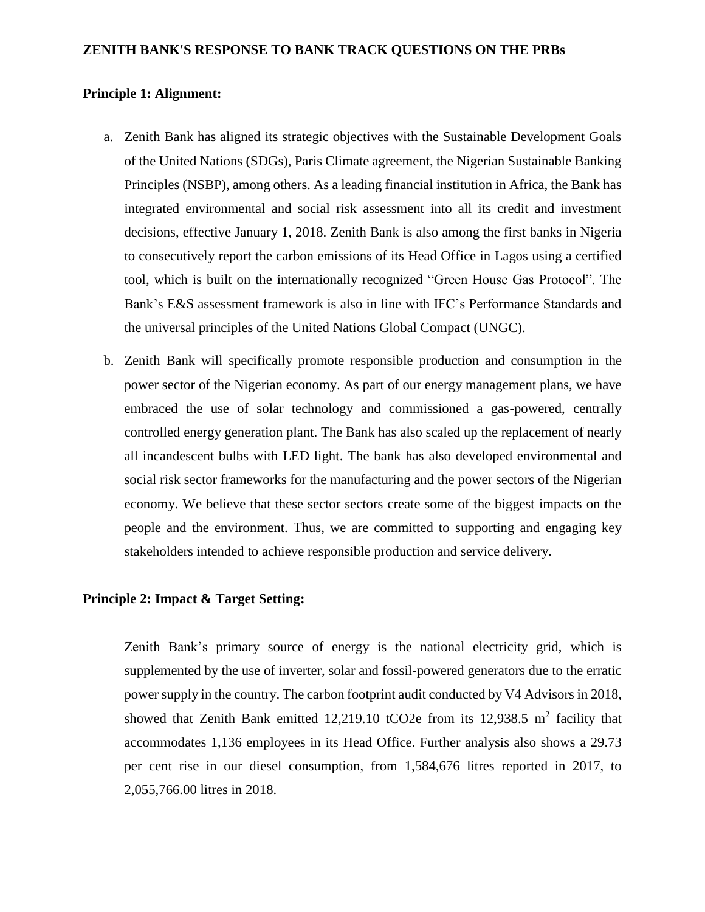# ZENITH BANK'S RESPONSE TO BANK TRACK QUESTIONS ON THE PRBs

## Principle 1: Alignment:

a. Zenith Bank has aligned its strategic objectives with the Sustainable Development Goals of the United Nations (SDGs), Paris Climate agreement, the Nigerian Sustainable Banking Principles (NSBP), among others. As a leading financial institution in Africa, the Bank has integrated environmental and social risk assessment into all its credit and investment decisions, effective January 1, 2018. Zenith Bank is also among the first banks in Nigeria to consecutively report the carbon emissions of its Head Office in Lagos using a certified tool, which is built on the internationally recognized "Green House Gas Protocol". The Bank's E&S assessment framework is also in line with IFC's Performance Standards and the universal principles of the United Nations Global Compact (UNGC).

b. Zenith Bank will specifically promote responsible production and consumption in the power sector of the Nigerian economy. As part of our energy management plans, we have embraced the use of solar technology and commissioned a gas-powered, centrally controlled energy generation plant. The Bank has also scaled up the replacement of nearly all incandescent bulbs with LED light. The bank has also developed environmental and social risk sector frameworks for the manufacturing and the power sectors of the Nigerian economy. We believe that these sector sectors create some of the biggest impacts on the people and the environment. Thus, we are committed to supporting and engaging key stakeholders intended to achieve responsible production and service delivery.

## Principle 2: Impact & Target Setting:

Zenith Bank's primary source of energy is the national electricity grid, which is supplemented by the use of inverter, solar and fossil-powered generators due to the erratic power supply in the country. The carbon footprint audit conducted by V4 Advisors in 2018, showed that Zenith Bank emitted 12,219.10 tCO2e from its 12,938.5 $m^2$ facility that accommodates 1,136 employees in its Head Office. Further analysis also shows a 29.73 per cent rise in our diesel consumption, from 1,584,676 litres reported in 2017, to 2,055,766.00 litres in 2018.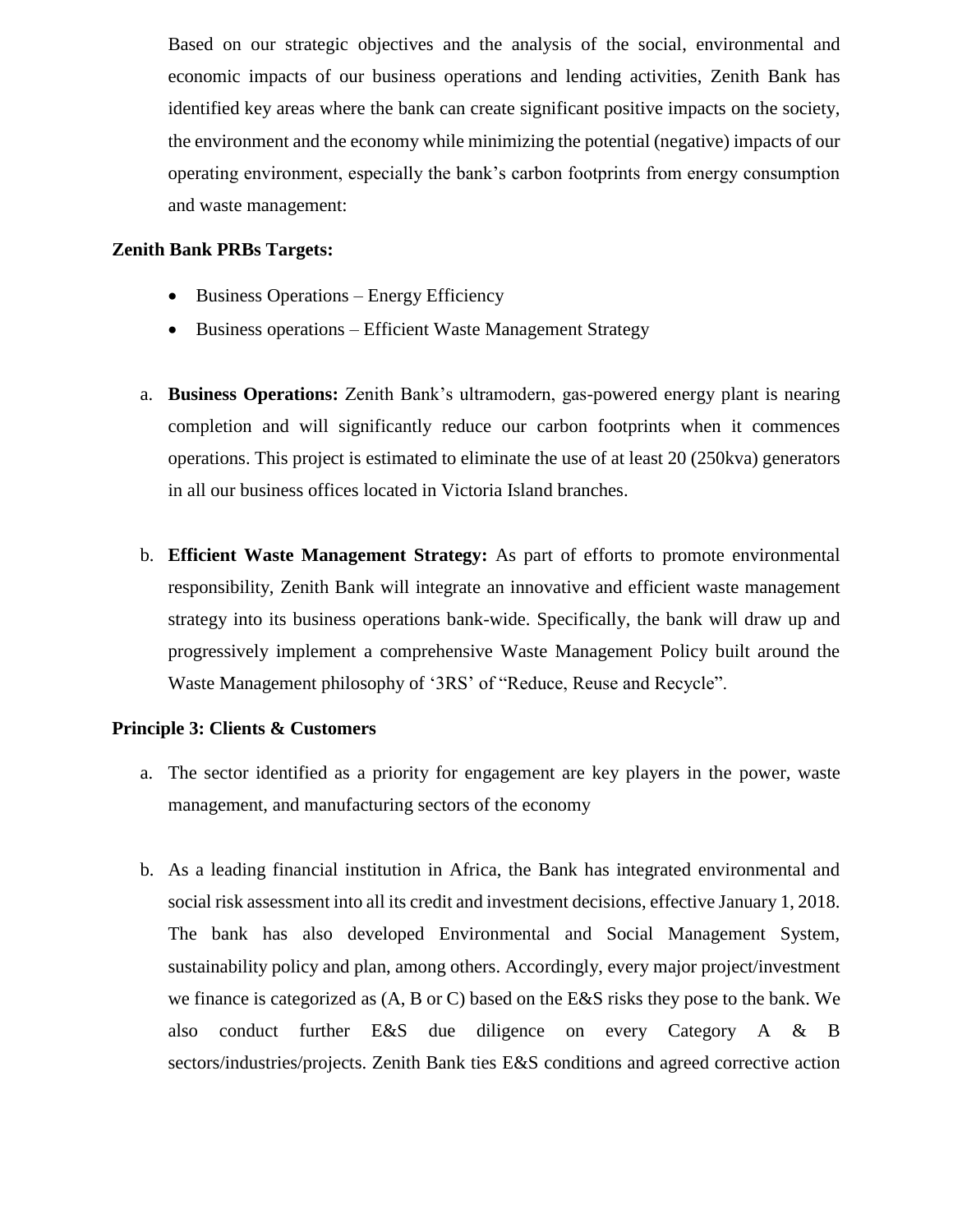Based on our strategic objectives and the analysis of the social, environmental and economic impacts of our business operations and lending activities, Zenith Bank has identified key areas where the bank can create significant positive impacts on the society, the environment and the economy while minimizing the potential (negative) impacts of our operating environment, especially the bank's carbon footprints from energy consumption and waste management:

**Zenith Bank PRBs Targets:**

- Business Operations – Energy Efficiency
- Business operations – Efficient Waste Management Strategy

a. **Business Operations:** Zenith Bank's ultramodern, gas-powered energy plant is nearing completion and will significantly reduce our carbon footprints when it commences operations. This project is estimated to eliminate the use of at least 20 (250kva) generators in all our business offices located in Victoria Island branches.

b. **Efficient Waste Management Strategy:** As part of efforts to promote environmental responsibility, Zenith Bank will integrate an innovative and efficient waste management strategy into its business operations bank-wide. Specifically, the bank will draw up and progressively implement a comprehensive Waste Management Policy built around the Waste Management philosophy of '3RS' of "Reduce, Reuse and Recycle".

**Principle 3: Clients & Customers**

a. The sector identified as a priority for engagement are key players in the power, waste management, and manufacturing sectors of the economy

b. As a leading financial institution in Africa, the Bank has integrated environmental and social risk assessment into all its credit and investment decisions, effective January 1, 2018. The bank has also developed Environmental and Social Management System, sustainability policy and plan, among others. Accordingly, every major project/investment we finance is categorized as (A, B or C) based on the E&S risks they pose to the bank. We also conduct further E&S due diligence on every Category A & B sectors/industries/projects. Zenith Bank ties E&S conditions and agreed corrective action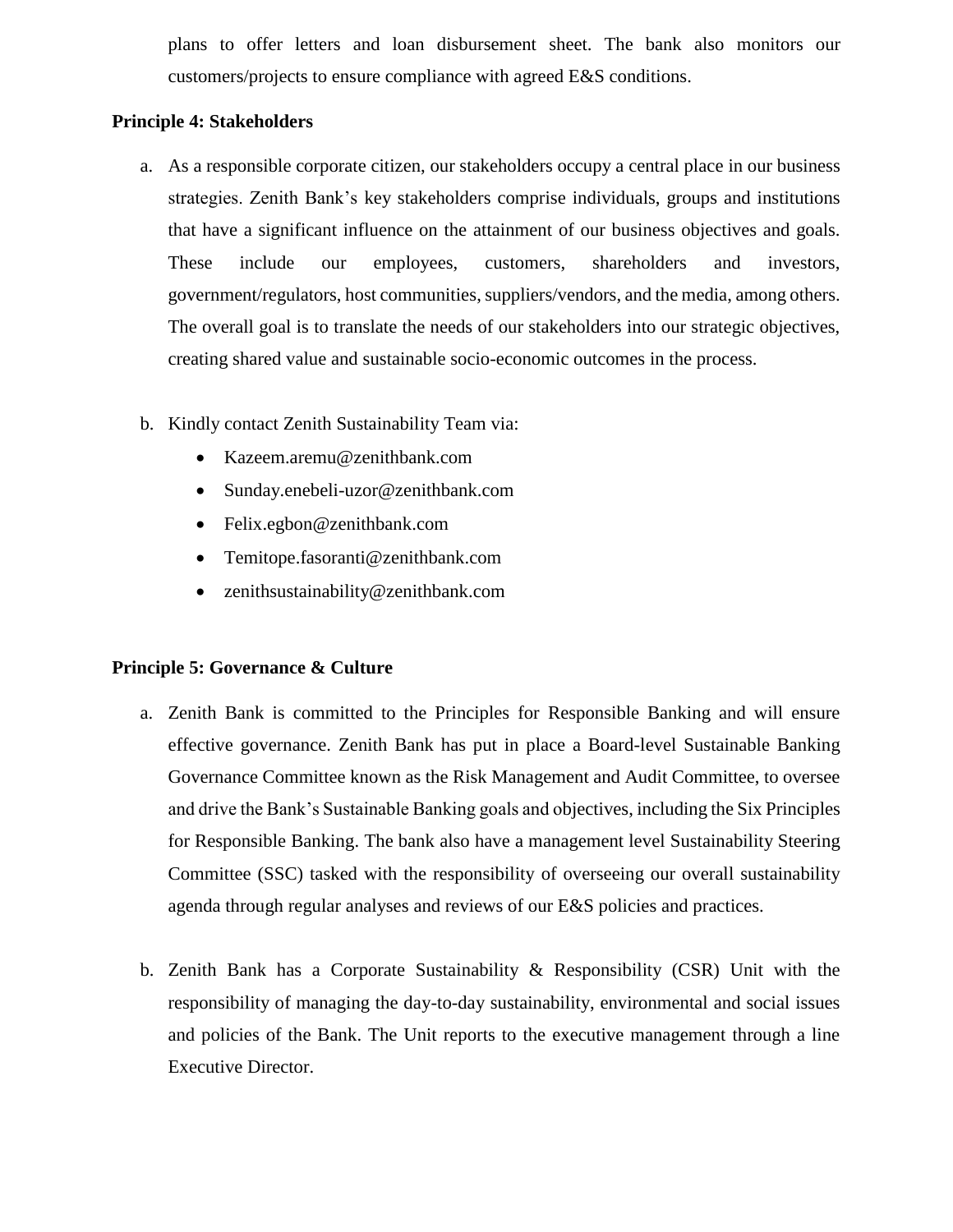plans to offer letters and loan disbursement sheet. The bank also monitors our customers/projects to ensure compliance with agreed E&S conditions.

**Principle 4: Stakeholders**

a. As a responsible corporate citizen, our stakeholders occupy a central place in our business strategies. Zenith Bank's key stakeholders comprise individuals, groups and institutions that have a significant influence on the attainment of our business objectives and goals. These include our employees, customers, shareholders and investors, government/regulators, host communities, suppliers/vendors, and the media, among others. The overall goal is to translate the needs of our stakeholders into our strategic objectives, creating shared value and sustainable socio-economic outcomes in the process.

b. Kindly contact Zenith Sustainability Team via:
   - Kazeem.aremu@zenithbank.com
   - Sunday.enebeli-uzor@zenithbank.com
   - Felix.egbon@zenithbank.com
   - Temitope.fasoranti@zenithbank.com
   - zenithsustainability@zenithbank.com

**Principle 5: Governance & Culture**

a. Zenith Bank is committed to the Principles for Responsible Banking and will ensure effective governance. Zenith Bank has put in place a Board-level Sustainable Banking Governance Committee known as the Risk Management and Audit Committee, to oversee and drive the Bank's Sustainable Banking goals and objectives, including the Six Principles for Responsible Banking. The bank also have a management level Sustainability Steering Committee (SSC) tasked with the responsibility of overseeing our overall sustainability agenda through regular analyses and reviews of our E&S policies and practices.

b. Zenith Bank has a Corporate Sustainability & Responsibility (CSR) Unit with the responsibility of managing the day-to-day sustainability, environmental and social issues and policies of the Bank. The Unit reports to the executive management through a line Executive Director.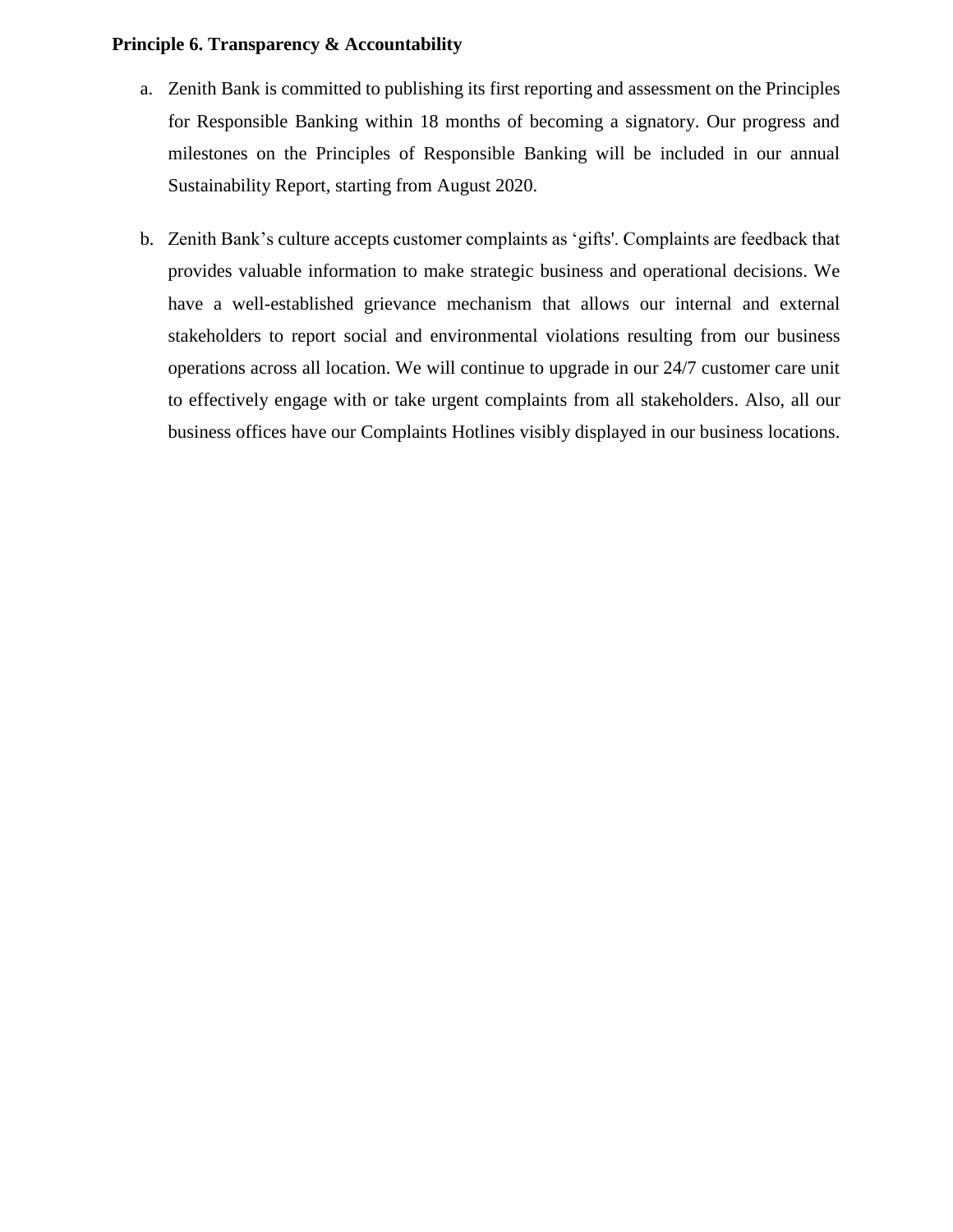**Principle 6. Transparency & Accountability**

a. Zenith Bank is committed to publishing its first reporting and assessment on the Principles for Responsible Banking within 18 months of becoming a signatory. Our progress and milestones on the Principles of Responsible Banking will be included in our annual Sustainability Report, starting from August 2020.

b. Zenith Bank's culture accepts customer complaints as 'gifts'. Complaints are feedback that provides valuable information to make strategic business and operational decisions. We have a well-established grievance mechanism that allows our internal and external stakeholders to report social and environmental violations resulting from our business operations across all location. We will continue to upgrade in our 24/7 customer care unit to effectively engage with or take urgent complaints from all stakeholders. Also, all our business offices have our Complaints Hotlines visibly displayed in our business locations.